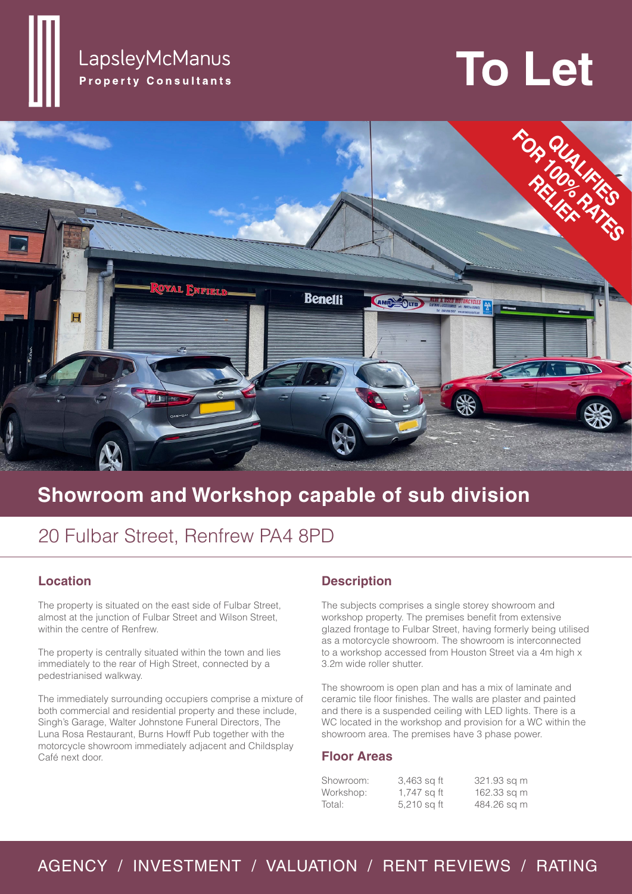LapsleyMcManus
**Property Consultants**

# To Let

QUALIFIES FOR 100% RATES RELIEF

## Showroom and Workshop capable of sub division

## 20 Fulbar Street, Renfrew PA4 8PD

### Location

The property is situated on the east side of Fulbar Street, almost at the junction of Fulbar Street and Wilson Street, within the centre of Renfrew.

The property is centrally situated within the town and lies immediately to the rear of High Street, connected by a pedestrianised walkway.

The immediately surrounding occupiers comprise a mixture of both commercial and residential property and these include, Singh's Garage, Walter Johnstone Funeral Directors, The Luna Rosa Restaurant, Burns Howff Pub together with the motorcycle showroom immediately adjacent and Childsplay Café next door.

### Description

The subjects comprises a single storey showroom and workshop property. The premises benefit from extensive glazed frontage to Fulbar Street, having formerly being utilised as a motorcycle showroom. The showroom is interconnected to a workshop accessed from Houston Street via a 4m high x 3.2m wide roller shutter.

The showroom is open plan and has a mix of laminate and ceramic tile floor finishes. The walls are plaster and painted and there is a suspended ceiling with LED lights. There is a WC located in the workshop and provision for a WC within the showroom area. The premises have 3 phase power.

### Floor Areas

| | | |
|---|---|---|
| Showroom: | 3,463 sq ft | 321.93 sq m |
| Workshop: | 1,747 sq ft | 162.33 sq m |
| Total: | 5,210 sq ft | 484.26 sq m |

AGENCY / INVESTMENT / VALUATION / RENT REVIEWS / RATING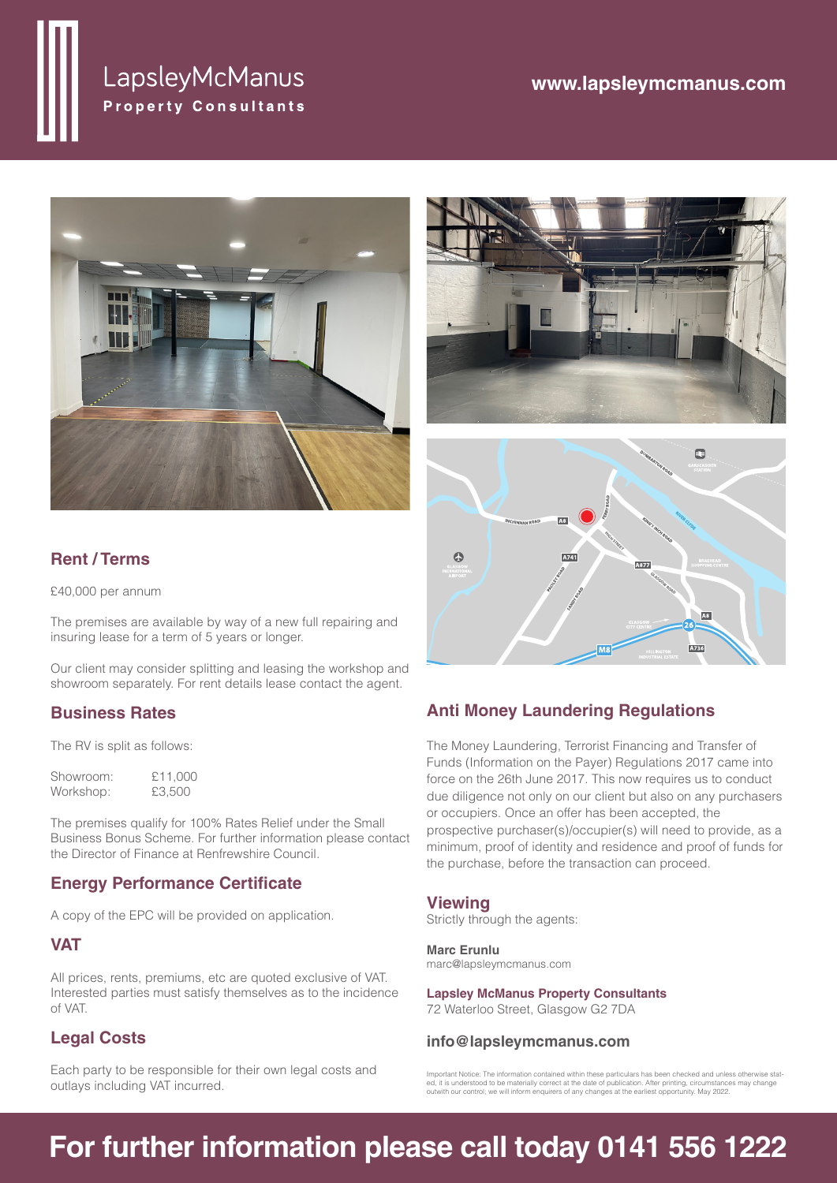LapsleyMcManus
**Property Consultants**

**www.lapsleymcmanus.com**

## Rent / Terms

£40,000 per annum

The premises are available by way of a new full repairing and insuring lease for a term of 5 years or longer.

Our client may consider splitting and leasing the workshop and showroom separately. For rent details lease contact the agent.

## Business Rates

The RV is split as follows:

| | |
|---|---|
| Showroom: | £11,000 |
| Workshop: | £3,500 |

The premises qualify for 100% Rates Relief under the Small Business Bonus Scheme. For further information please contact the Director of Finance at Renfrewshire Council.

## Energy Performance Certificate

A copy of the EPC will be provided on application.

## VAT

All prices, rents, premiums, etc are quoted exclusive of VAT. Interested parties must satisfy themselves as to the incidence of VAT.

## Legal Costs

Each party to be responsible for their own legal costs and outlays including VAT incurred.

## Anti Money Laundering Regulations

The Money Laundering, Terrorist Financing and Transfer of Funds (Information on the Payer) Regulations 2017 came into force on the 26th June 2017. This now requires us to conduct due diligence not only on our client but also on any purchasers or occupiers. Once an offer has been accepted, the prospective purchaser(s)/occupier(s) will need to provide, as a minimum, proof of identity and residence and proof of funds for the purchase, before the transaction can proceed.

## Viewing

Strictly through the agents:

**Marc Erunlu**
marc@lapsleymcmanus.com

**Lapsley McManus Property Consultants**
72 Waterloo Street, Glasgow G2 7DA

**info@lapsleymcmanus.com**

Important Notice: The information contained within these particulars has been checked and unless otherwise stated, it is understood to be materially correct at the date of publication. After printing, circumstances may change outwith our control; we will inform enquirers of any changes at the earliest opportunity. May 2022.

# For further information please call today 0141 556 1222